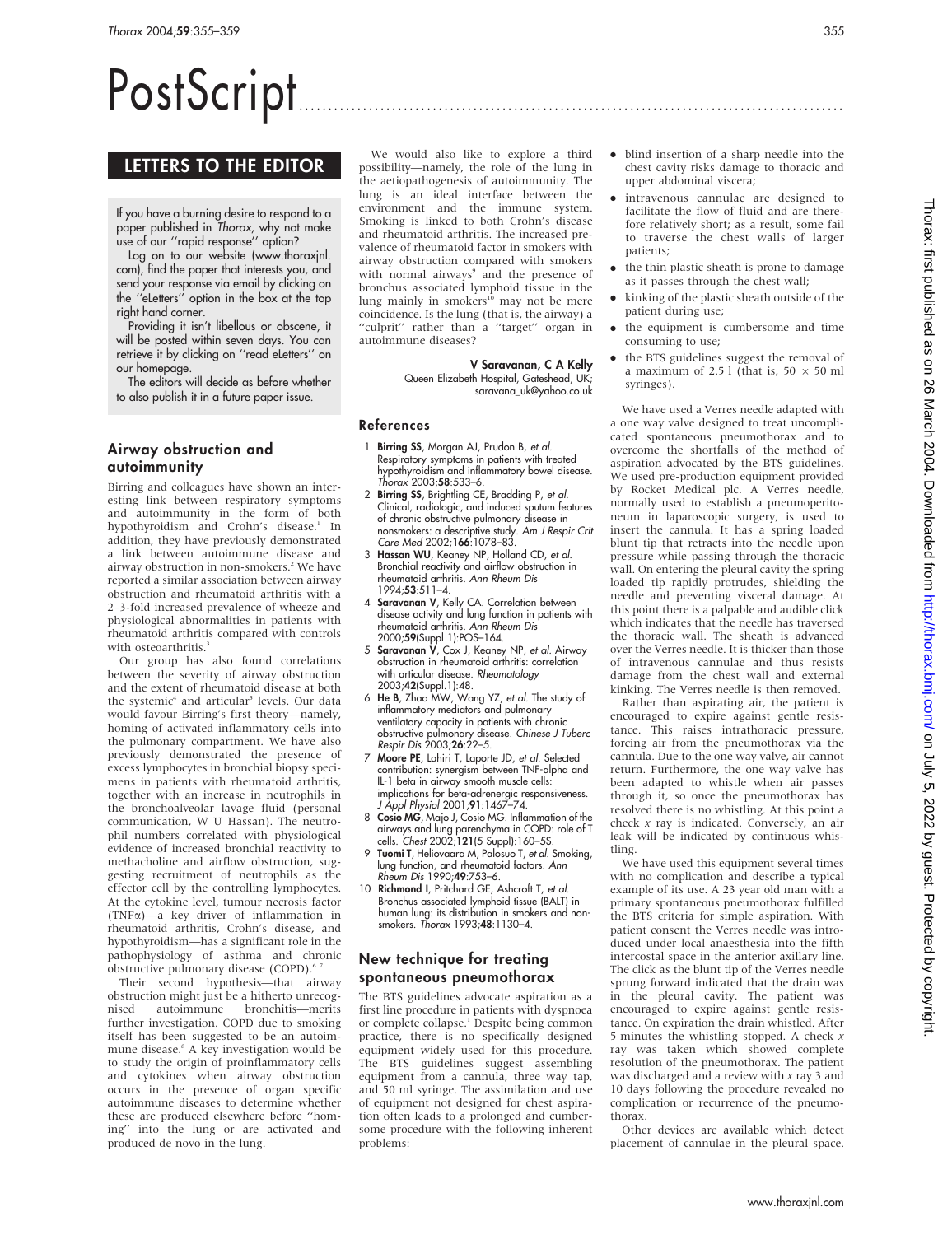# PostScript

## LETTERS TO THE EDITOR

If you have a burning desire to respond to a paper published in *Thorax*, why not make use of our "rapid response" option?

Log on to our website (www.thoraxjnl.com), find the paper that interests you, and send your response via email by clicking on the "eLetters" option in the box at the top right hand corner.

Providing it isn't libellous or obscene, it will be posted within seven days. You can retrieve it by clicking on "read eLetters" on our homepage.

The editors will decide as before whether to also publish it in a future paper issue.

### Airway obstruction and autoimmunity

Birring and colleagues have shown an interesting link between respiratory symptoms and autoimmunity in the form of both hypothyroidism and Crohn's disease.[1] In addition, they have previously demonstrated a link between autoimmune disease and airway obstruction in non-smokers.[2] We have reported a similar association between airway obstruction and rheumatoid arthritis with a 2–3-fold increased prevalence of wheeze and physiological abnormalities in patients with rheumatoid arthritis compared with controls with osteoarthritis.[3]

Our group has also found correlations between the severity of airway obstruction and the extent of rheumatoid disease at both the systemic[4] and articular[5] levels. Our data would favour Birring's first theory—namely, homing of activated inflammatory cells into the pulmonary compartment. We have also previously demonstrated the presence of excess lymphocytes in bronchial biopsy specimens in patients with rheumatoid arthritis, together with an increase in neutrophils in the bronchoalveolar lavage fluid (personal communication, W U Hassan). The neutrophil numbers correlated with physiological evidence of increased bronchial reactivity to methacholine and airflow obstruction, suggesting recruitment of neutrophils as the effector cell by the controlling lymphocytes. At the cytokine level, tumour necrosis factor (TNFα)—a key driver of inflammation in rheumatoid arthritis, Crohn's disease, and hypothyroidism—has a significant role in the pathophysiology of asthma and chronic obstructive pulmonary disease (COPD).[6,7]

Their second hypothesis—that airway obstruction might just be a hitherto unrecognised autoimmune bronchitis—merits further investigation. COPD due to smoking itself has been suggested to be an autoimmune disease.[8] A key investigation would be to study the origin of proinflammatory cells and cytokines when airway obstruction occurs in the presence of organ specific autoimmune diseases to determine whether these are produced elsewhere before "homing" into the lung or are activated and produced de novo in the lung.

We would also like to explore a third possibility—namely, the role of the lung in the aetiopathogenesis of autoimmunity. The lung is an ideal interface between the environment and the immune system. Smoking is linked to both Crohn's disease and rheumatoid arthritis. The increased prevalence of rheumatoid factor in smokers with airway obstruction compared with smokers with normal airways[9] and the presence of bronchus associated lymphoid tissue in the lung mainly in smokers[10] may not be mere coincidence. Is the lung (that is, the airway) a "culprit" rather than a "target" organ in autoimmune diseases?

**V Saravanan, C A Kelly**
Queen Elizabeth Hospital, Gateshead, UK; saravana_uk@yahoo.co.uk

#### References

1. **Birring SS**, Morgan AJ, Prudon B, *et al*. Respiratory symptoms in patients with treated hypothyroidism and inflammatory bowel disease. *Thorax* 2003;**58**:533–6.
2. **Birring SS**, Brightling CE, Bradding P, *et al*. Clinical, radiologic, and induced sputum features of chronic obstructive pulmonary disease in nonsmokers: a descriptive study. *Am J Respir Crit Care Med* 2002;**166**:1078–83.
3. **Hassan WU**, Keaney NP, Holland CD, *et al*. Bronchial reactivity and airflow obstruction in rheumatoid arthritis. *Ann Rheum Dis* 1994;**53**:511–4.
4. **Saravanan V**, Kelly CA. Correlation between disease activity and lung function in patients with rheumatoid arthritis. *Ann Rheum Dis* 2000;**59**(Suppl 1):POS–164.
5. **Saravanan V**, Cox J, Keaney NP, *et al*. Airway obstruction in rheumatoid arthritis: correlation with articular disease. *Rheumatology* 2003;**42**(Suppl.1):48.
6. **He B**, Zhao MW, Wang YZ, *et al*. The study of inflammatory mediators and pulmonary ventilatory capacity in patients with chronic obstructive pulmonary disease. *Chinese J Tuberc Respir Dis* 2003;**26**:22–5.
7. **Moore PE**, Lahiri T, Laporte JD, *et al*. Selected contribution: synergism between TNF-alpha and IL-1 beta in airway smooth muscle cells: implications for beta-adrenergic responsiveness. *J Appl Physiol* 2001;**91**:1467–74.
8. **Cosio MG**, Majo J, Cosio MG. Inflammation of the airways and lung parenchyma in COPD: role of T cells. *Chest* 2002;**121**(5 Suppl):160–5S.
9. **Tuomi T**, Heliovaara M, Palosuo T, *et al*. Smoking, lung function, and rheumatoid factors. *Ann Rheum Dis* 1990;**49**:753–6.
10. **Richmond I**, Pritchard GE, Ashcroft T, *et al*. Bronchus associated lymphoid tissue (BALT) in human lung: its distribution in smokers and non-smokers. *Thorax* 1993;**48**:1130–4.

### New technique for treating spontaneous pneumothorax

The BTS guidelines advocate aspiration as a first line procedure in patients with dyspnoea or complete collapse.[1] Despite being common practice, there is no specifically designed equipment widely used for this procedure. The BTS guidelines suggest assembling equipment from a cannula, three way tap, and 50 ml syringe. The assimilation and use of equipment not designed for chest aspiration often leads to a prolonged and cumbersome procedure with the following inherent problems:

- blind insertion of a sharp needle into the chest cavity risks damage to thoracic and upper abdominal viscera;
- intravenous cannulae are designed to facilitate the flow of fluid and are therefore relatively short; as a result, some fail to traverse the chest walls of larger patients;
- the thin plastic sheath is prone to damage as it passes through the chest wall;
- kinking of the plastic sheath outside of the patient during use;
- the equipment is cumbersome and time consuming to use;
- the BTS guidelines suggest the removal of a maximum of 2.5 l (that is, 50 × 50 ml syringes).

We have used a Verres needle adapted with a one way valve designed to treat uncomplicated spontaneous pneumothorax and to overcome the shortfalls of the method of aspiration advocated by the BTS guidelines. We used pre-production equipment provided by Rocket Medical plc. A Verres needle, normally used to establish a pneumoperitoneum in laparoscopic surgery, is used to insert the cannula. It has a spring loaded blunt tip that retracts into the needle upon pressure while passing through the thoracic wall. On entering the pleural cavity the spring loaded tip rapidly protrudes, shielding the needle and preventing visceral damage. At this point there is a palpable and audible click which indicates that the needle has traversed the thoracic wall. The sheath is advanced over the Verres needle. It is thicker than those of intravenous cannulae and thus resists damage from the chest wall and external kinking. The Verres needle is then removed.

Rather than aspirating air, the patient is encouraged to expire against gentle resistance. This raises intrathoracic pressure, forcing air from the pneumothorax via the cannula. Due to the one way valve, air cannot return. Furthermore, the one way valve has been adapted to whistle when air passes through it, so once the pneumothorax has resolved there is no whistling. At this point a check *x* ray is indicated. Conversely, an air leak will be indicated by continuous whistling.

We have used this equipment several times with no complication and describe a typical example of its use. A 23 year old man with a primary spontaneous pneumothorax fulfilled the BTS criteria for simple aspiration. With patient consent the Verres needle was introduced under local anaesthesia into the fifth intercostal space in the anterior axillary line. The click as the blunt tip of the Verres needle sprung forward indicated that the drain was in the pleural cavity. The patient was encouraged to expire against gentle resistance. On expiration the drain whistled. After 5 minutes the whistling stopped. A check *x* ray was taken which showed complete resolution of the pneumothorax. The patient was discharged and a review with *x* ray 3 and 10 days following the procedure revealed no complication or recurrence of the pneumothorax.

Other devices are available which detect placement of cannulae in the pleural space.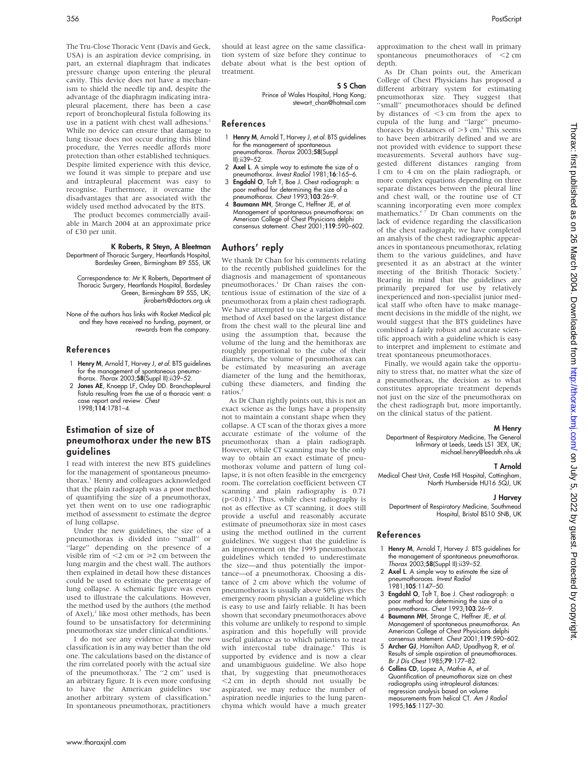The Tru-Close Thoracic Vent (Davis and Geck, USA) is an aspiration device comprising, in part, an external diaphragm that indicates pressure change upon entering the pleural cavity. This device does not have a mechanism to shield the needle tip and, despite the advantage of the diaphragm indicating intrapleural placement, there has been a case report of bronchopleural fistula following its use in a patient with chest wall adhesions.[2] While no device can ensure that damage to lung tissue does not occur during this blind procedure, the Verres needle affords more protection than other established techniques. Despite limited experience with this device, we found it was simple to prepare and use and intrapleural placement was easy to recognise. Furthermore, it overcame the disadvantages that are associated with the widely used method advocated by the BTS.

The product becomes commercially available in March 2004 at an approximate price of £30 per unit.

**K Roberts, R Steyn, A Bleetman**
Department of Thoracic Surgery, Heartlands Hospital, Bordesley Green, Birmingham B9 5SS, UK

Correspondence to: Mr K Roberts, Department of Thoracic Surgery, Heartlands Hospital, Bordesley Green, Birmingham B9 5SS, UK; jkroberts@doctors.org.uk

None of the authors has links with Rocket Medical plc and they have received no funding, payment, or rewards from the company.

### References

1. **Henry M**, Arnold T, Harvey J, *et al*. BTS guidelines for the management of spontaneous pneumothorax. *Thorax* 2003;**58**(Suppl II):ii39–52.
2. **Jones AE**, Knoepp LF, Oxley DD. Bronchopleural fistula resulting from the use of a thoracic vent: a case report and review. *Chest* 1998;**114**:1781–4.

## Estimation of size of pneumothorax under the new BTS guidelines

I read with interest the new BTS guidelines for the management of spontaneous pneumothorax.[1] Henry and colleagues acknowledged that the plain radiograph was a poor method of quantifying the size of a pneumothorax, yet then went on to use one radiographic method of assessment to estimate the degree of lung collapse.

Under the new guidelines, the size of a pneumothorax is divided into "small" or "large" depending on the presence of a visible rim of <2 cm or ≥2 cm between the lung margin and the chest wall. The authors then explained in detail how these distances could be used to estimate the percentage of lung collapse. A schematic figure was even used to illustrate the calculations. However, the method used by the authors (the method of Axel),[2] like most other methods, has been found to be unsatisfactory for determining pneumothorax size under clinical conditions.[3]

I do not see any evidence that the new classification is in any way better than the old one. The calculations based on the distance of the rim correlated poorly with the actual size of the pneumothorax.[3] The "2 cm" used is an arbitrary figure. It is even more confusing to have the American guidelines use another arbitrary system of classification.[4] In spontaneous pneumothorax, practitioners should at least agree on the same classification system of size before they continue to debate about what is the best option of treatment.

**S S Chan**
Prince of Wales Hospital, Hong Kong; stewart_chan@hotmail.com

### References

1. **Henry M**, Arnold T, Harvey J, *et al*. BTS guidelines for the management of spontaneous pneumothorax. *Thorax* 2003;**58**(Suppl II):ii39–52.
2. **Axel L**. A simple way to estimate the size of a pneumothorax. *Invest Radiol* 1981;**16**:165–6.
3. **Engdahl O**, Toft T, Boe J. Chest radiograph: a poor method for determining the size of a pneumothorax. *Chest* 1993;**103**:26–9.
4. **Baumann MH**, Strange C, Heffner JE, *et al*. Management of spontaneous pneumothorax: an American College of Chest Physicians delphi consensus statement. *Chest* 2001;**119**:590–602.

## Authors' reply

We thank Dr Chan for his comments relating to the recently published guidelines for the diagnosis and management of spontaneous pneumothoraces.[1] Dr Chan raises the contentious issue of estimation of the size of a pneumothorax from a plain chest radiograph. We have attempted to use a variation of the method of Axel based on the largest distance from the chest wall to the pleural line and using the assumption that, because the volume of the lung and the hemithorax are roughly proportional to the cube of their diameters, the volume of pneumothorax can be estimated by measuring an average diameter of the lung and the hemithorax, cubing these diameters, and finding the ratios.[2]

As Dr Chan rightly points out, this is not an exact science as the lungs have a propensity not to maintain a constant shape when they collapse. A CT scan of the thorax gives a more accurate estimate of the volume of the pneumothorax than a plain radiograph. However, while CT scanning may be the only way to obtain an exact estimate of pneumothorax volume and pattern of lung collapse, it is not often feasible in the emergency room. The correlation coefficient between CT scanning and plain radiography is 0.71 ($p<0.01$).[3] Thus, while chest radiography is not as effective as CT scanning, it does still provide a useful and reasonably accurate estimate of pneumothorax size in most cases using the method outlined in the current guidelines. We suggest that the guideline is an improvement on the 1993 pneumothorax guidelines which tended to underestimate the size—and thus potentially the importance—of a pneumothorax. Choosing a distance of 2 cm above which the volume of pneumothorax is usually above 50% gives the emergency room physician a guideline which is easy to use and fairly reliable. It has been shown that secondary pneumothoraces above this volume are unlikely to respond to simple aspiration and this hopefully will provide useful guidance as to which patients to treat with intercostal tube drainage.[4] This is supported by evidence and is now a clear and unambiguous guideline. We also hope that, by suggesting that pneumothoraces <2 cm in depth should not usually be aspirated, we may reduce the number of aspiration needle injuries to the lung parenchyma which would have a much greater approximation to the chest wall in primary spontaneous pneumothoraces of <2 cm depth.

As Dr Chan points out, the American College of Chest Physicians has proposed a different arbitrary system for estimating pneumothorax size. They suggest that "small" pneumothoraces should be defined by distances of <3 cm from the apex to cupula of the lung and "large" pneumothoraces by distances of >3 cm.[5] This seems to have been arbitrarily defined and we are not provided with evidence to support these measurements. Several authors have suggested different distances ranging from 1 cm to 4 cm on the plain radiograph, or more complex equations depending on three separate distances between the pleural line and chest wall, or the routine use of CT scanning incorporating even more complex mathematics.[6,7] Dr Chan comments on the lack of evidence regarding the classification of the chest radiograph; we have completed an analysis of the chest radiographic appearances in spontaneous pneumothorax, relating them to the various guidelines, and have presented it as an abstract at the winter meeting of the British Thoracic Society.[7] Bearing in mind that the guidelines are primarily prepared for use by relatively inexperienced and non-specialist junior medical staff who often have to make management decisions in the middle of the night, we would suggest that the BTS guidelines have combined a fairly robust and accurate scientific approach with a guideline which is easy to interpret and implement to estimate and treat spontaneous pneumothoraces.

Finally, we would again take the opportunity to stress that, no matter what the size of a pneumothorax, the decision as to what constitutes appropriate treatment depends not just on the size of the pneumothorax on the chest radiograph but, more importantly, on the clinical status of the patient.

**M Henry**
Department of Respiratory Medicine, The General Infirmary at Leeds, Leeds LS1 3EX, UK; michael.henry@leedsth.nhs.uk

**T Arnold**
Medical Chest Unit, Castle Hill Hospital, Cottingham, North Humberside HU16 5QJ, UK

**J Harvey**
Department of Respiratory Medicine, Southmead Hospital, Bristol BS10 5NB, UK

### References

1. **Henry M**, Arnold T, Harvey J. BTS guidelines for the management of spontaneous pneumothorax. *Thorax* 2003;**58**(Suppl II):ii39–52.
2. **Axel L**. A simple way to estimate the size of a pneumothoraces. *Invest Radiol* 1981;**105**:1147–50.
3. **Engdahl O**, Toft T, Boe J. Chest radiograph: a poor method for determining the size of a pneumothorax. *Chest* 1993;**103**:26–9.
4. **Baumann MH**, Strange C, Heffner JE, *et al*. Management of spontaneous pneumothorax. An American College of Chest Physicians delphi consensus statement. *Chest* 2001;**119**:590–602.
5. **Archer GJ**, Hamilton AAD, Upadhyag R, *et al*. Results of simple aspiration of pneumothoraces. *Br J Dis Chest* 1985;**79**:177–82.
6. **Collins CD**, Lopez A, Mathie A, *et al*. Quantification of pneumothorax size on chest radiographs using intrapleural distances: regression analysis based on volume measurements from helical CT. *Am J Radiol* 1995;**165**:1127–30.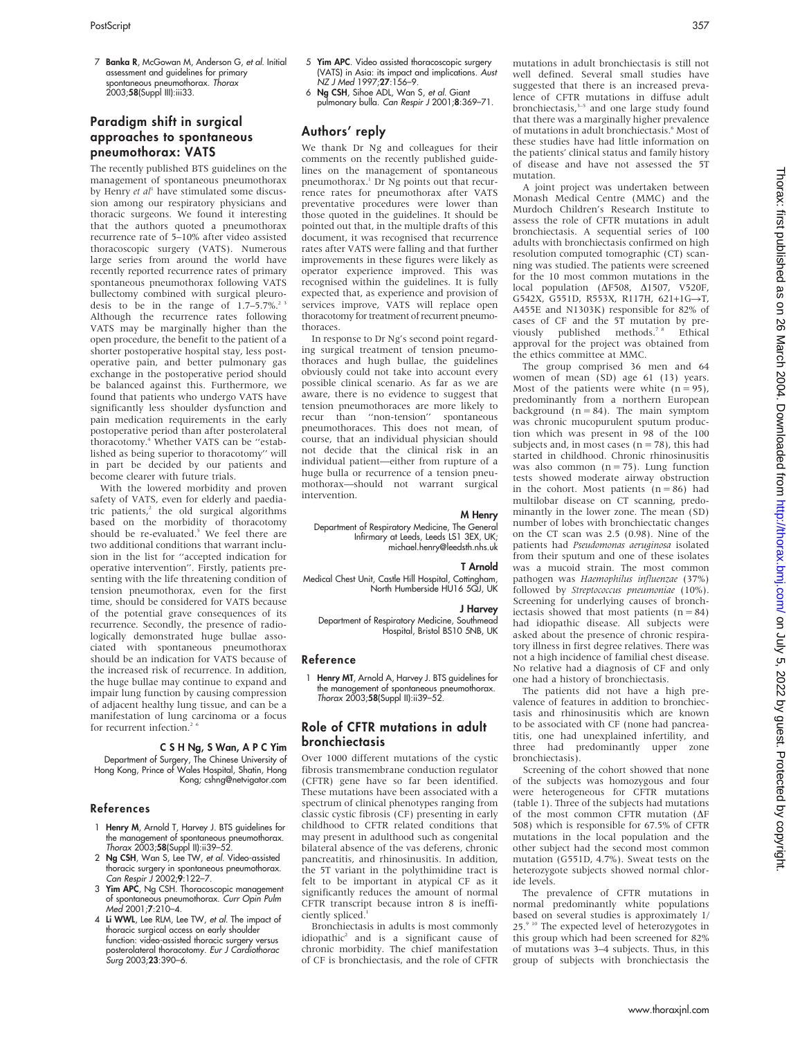7 **Banka R**, McGowan M, Anderson G, *et al*. Initial assessment and guidelines for primary spontaneous pneumothorax. *Thorax* 2003;**58**(Suppl III):iii33.

## Paradigm shift in surgical approaches to spontaneous pneumothorax: VATS

The recently published BTS guidelines on the management of spontaneous pneumothorax by Henry *et al*[1] have stimulated some discussion among our respiratory physicians and thoracic surgeons. We found it interesting that the authors quoted a pneumothorax recurrence rate of 5–10% after video assisted thoracoscopic surgery (VATS). Numerous large series from around the world have recently reported recurrence rates of primary spontaneous pneumothorax following VATS bullectomy combined with surgical pleurodesis to be in the range of 1.7–5.7%.[2,3] Although the recurrence rates following VATS may be marginally higher than the open procedure, the benefit to the patient of a shorter postoperative hospital stay, less postoperative pain, and better pulmonary gas exchange in the postoperative period should be balanced against this. Furthermore, we found that patients who undergo VATS have significantly less shoulder dysfunction and pain medication requirements in the early postoperative period than after posterolateral thoracotomy.[4] Whether VATS can be "established as being superior to thoracotomy" will in part be decided by our patients and become clearer with future trials.

With the lowered morbidity and proven safety of VATS, even for elderly and paediatric patients,[2] the old surgical algorithms based on the morbidity of thoracotomy should be re-evaluated.[5] We feel there are two additional conditions that warrant inclusion in the list for "accepted indication for operative intervention". Firstly, patients presenting with the life threatening condition of tension pneumothorax, even for the first time, should be considered for VATS because of the potential grave consequences of its recurrence. Secondly, the presence of radiologically demonstrated huge bullae associated with spontaneous pneumothorax should be an indication for VATS because of the increased risk of recurrence. In addition, the huge bullae may continue to expand and impair lung function by causing compression of adjacent healthy lung tissue, and can be a manifestation of lung carcinoma or a focus for recurrent infection.[2,6]

**C S H Ng, S Wan, A P C Yim**

Department of Surgery, The Chinese University of Hong Kong, Prince of Wales Hospital, Shatin, Hong Kong; cshng@netvigator.com

### References

1. **Henry M**, Arnold T, Harvey J. BTS guidelines for the management of spontaneous pneumothorax. *Thorax* 2003;**58**(Suppl II):ii39–52.
2. **Ng CSH**, Wan S, Lee TW, *et al*. Video-assisted thoracic surgery in spontaneous pneumothorax. *Can Respir J* 2002;**9**:122–7.
3. **Yim APC**, Ng CSH. Thoracoscopic management of spontaneous pneumothorax. *Curr Opin Pulm Med* 2001;**7**:210–4.
4. **Li WWL**, Lee RLM, Lee TW, *et al*. The impact of thoracic surgical access on early shoulder function: video-assisted thoracic surgery versus posterolateral thoracotomy. *Eur J Cardiothorac Surg* 2003;**23**:390–6.
5. **Yim APC**. Video assisted thoracoscopic surgery (VATS) in Asia: its impact and implications. *Aust NZ J Med* 1997;**27**:156–9.
6. **Ng CSH**, Sihoe ADL, Wan S, *et al*. Giant pulmonary bulla. *Can Respir J* 2001;**8**:369–71.

## Authors' reply

We thank Dr Ng and colleagues for their comments on the recently published guidelines on the management of spontaneous pneumothorax.[1] Dr Ng points out that recurrence rates for pneumothorax after VATS preventative procedures were lower than those quoted in the guidelines. It should be pointed out that, in the multiple drafts of this document, it was recognised that recurrence rates after VATS were falling and that further improvements in these figures were likely as operator experience improved. This was recognised within the guidelines. It is fully expected that, as experience and provision of services improve, VATS will replace open thoracotomy for treatment of recurrent pneumothoraces.

In response to Dr Ng's second point regarding surgical treatment of tension pneumothoraces and hugh bullae, the guidelines obviously could not take into account every possible clinical scenario. As far as we are aware, there is no evidence to suggest that tension pneumothoraces are more likely to recur than "non-tension" spontaneous pneumothoraces. This does not mean, of course, that an individual physician should not decide that the clinical risk in an individual patient—either from rupture of a huge bulla or recurrence of a tension pneumothorax—should not warrant surgical intervention.

**M Henry**

Department of Respiratory Medicine, The General Infirmary at Leeds, Leeds LS1 3EX, UK; michael.henry@leedsth.nhs.uk

**T Arnold**

Medical Chest Unit, Castle Hill Hospital, Cottingham, North Humberside HU16 5QJ, UK

**J Harvey**

Department of Respiratory Medicine, Southmead Hospital, Bristol BS10 5NB, UK

### Reference

1. **Henry MT**, Arnold A, Harvey J. BTS guidelines for the management of spontaneous pneumothorax. *Thorax* 2003;**58**(Suppl II):ii39–52.

## Role of CFTR mutations in adult bronchiectasis

Over 1000 different mutations of the cystic fibrosis transmembrane conduction regulator (CFTR) gene have so far been identified. These mutations have been associated with a spectrum of clinical phenotypes ranging from classic cystic fibrosis (CF) presenting in early childhood to CFTR related conditions that may present in adulthood such as congenital bilateral absence of the vas deferens, chronic pancreatitis, and rhinosinusitis. In addition, the 5T variant in the polythimidine tract is felt to be important in atypical CF as it significantly reduces the amount of normal CFTR transcript because intron 8 is inefficiently spliced.[1]

Bronchiectasis in adults is most commonly idiopathic[2] and is a significant cause of chronic morbidity. The chief manifestation of CF is bronchiectasis, and the role of CFTR mutations in adult bronchiectasis is still not well defined. Several small studies have suggested that there is an increased prevalence of CFTR mutations in diffuse adult bronchiectasis,[3–5] and one large study found that there was a marginally higher prevalence of mutations in adult bronchiectasis.[6] Most of these studies have had little information on the patients' clinical status and family history of disease and have not assessed the 5T mutation.

A joint project was undertaken between Monash Medical Centre (MMC) and the Murdoch Children's Research Institute to assess the role of CFTR mutations in adult bronchiectasis. A sequential series of 100 adults with bronchiectasis confirmed on high resolution computed tomographic (CT) scanning was studied. The patients were screened for the 10 most common mutations in the local population (ΔF508, Δ1507, V520F, G542X, G551D, R553X, R117H, 621+1G→T, A455E and N1303K) responsible for 82% of cases of CF and the 5T mutation by previously published methods.[7,8] Ethical approval for the project was obtained from the ethics committee at MMC.

The group comprised 36 men and 64 women of mean (SD) age 61 (13) years. Most of the patients were white (n = 95), predominantly from a northern European background (n = 84). The main symptom was chronic mucopurulent sputum production which was present in 98 of the 100 subjects and, in most cases (n = 78), this had started in childhood. Chronic rhinosinusitis was also common (n = 75). Lung function tests showed moderate airway obstruction in the cohort. Most patients (n = 86) had multilobar disease on CT scanning, predominantly in the lower zone. The mean (SD) number of lobes with bronchiectatic changes on the CT scan was 2.5 (0.98). Nine of the patients had *Pseudomonas aeruginosa* isolated from their sputum and one of these isolates was a mucoid strain. The most common pathogen was *Haemophilus influenzae* (37%) followed by *Streptococcus pneumoniae* (10%). Screening for underlying causes of bronchiectasis showed that most patients (n = 84) had idiopathic disease. All subjects were asked about the presence of chronic respiratory illness in first degree relatives. There was not a high incidence of familial chest disease. No relative had a diagnosis of CF and only one had a history of bronchiectasis.

The patients did not have a high prevalence of features in addition to bronchiectasis and rhinosinusitis which are known to be associated with CF (none had pancreatitis, one had unexplained infertility, and three had predominantly upper zone bronchiectasis).

Screening of the cohort showed that none of the subjects was homozygous and four were heterogeneous for CFTR mutations (table 1). Three of the subjects had mutations of the most common CFTR mutation (ΔF 508) which is responsible for 67.5% of CFTR mutations in the local population and the other subject had the second most common mutation (G551D, 4.7%). Sweat tests on the heterozygote subjects showed normal chloride levels.

The prevalence of CFTR mutations in normal predominantly white populations based on several studies is approximately 1/25.[9,10] The expected level of heterozygotes in this group which had been screened for 82% of mutations was 3–4 subjects. Thus, in this group of subjects with bronchiectasis the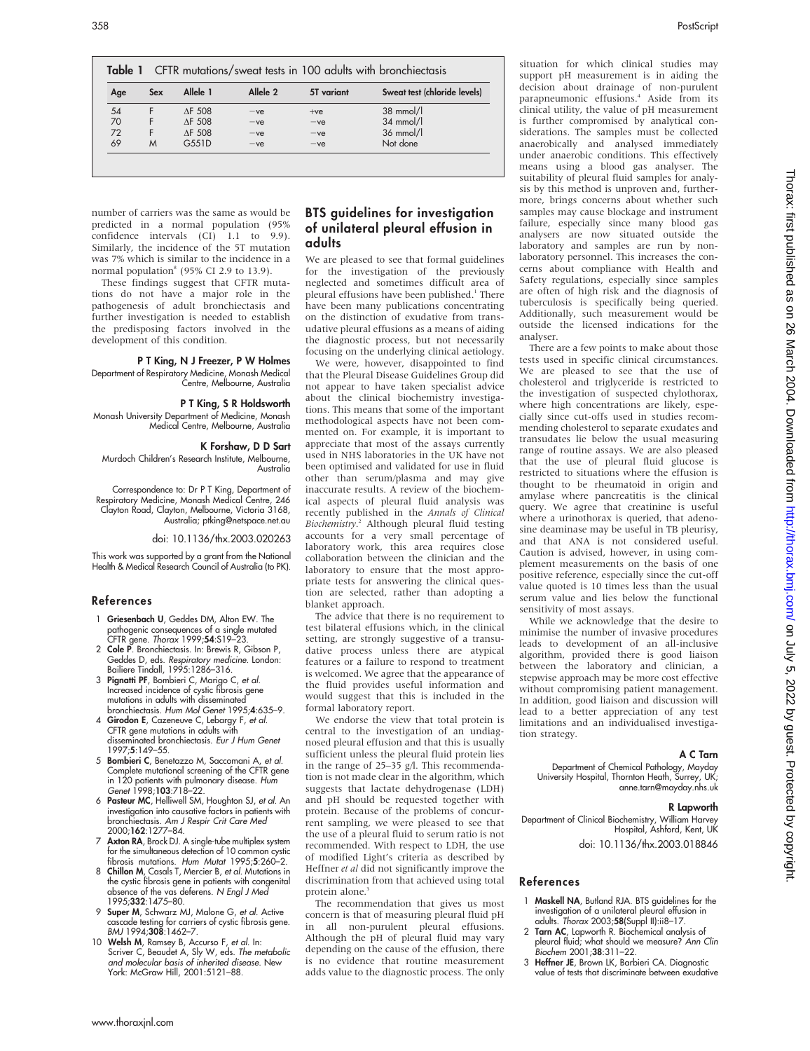**Table 1** CFTR mutations/sweat tests in 100 adults with bronchiectasis

| Age | Sex | Allele 1 | Allele 2 | 5T variant | Sweat test (chloride levels) |
|---|---|---|---|---|---|
| 54 | F | ΔF 508 | −ve | +ve | 38 mmol/l |
| 70 | F | ΔF 508 | −ve | −ve | 34 mmol/l |
| 72 | F | ΔF 508 | −ve | −ve | 36 mmol/l |
| 69 | M | G551D | −ve | −ve | Not done |

number of carriers was the same as would be predicted in a normal population (95% confidence intervals (CI) 1.1 to 9.9). Similarly, the incidence of the 5T mutation was 7% which is similar to the incidence in a normal population[8] (95% CI 2.9 to 13.9).

These findings suggest that CFTR mutations do not have a major role in the pathogenesis of adult bronchiectasis and further investigation is needed to establish the predisposing factors involved in the development of this condition.

**P T King, N J Freezer, P W Holmes**
Department of Respiratory Medicine, Monash Medical Centre, Melbourne, Australia

**P T King, S R Holdsworth**
Monash University Department of Medicine, Monash Medical Centre, Melbourne, Australia

**K Forshaw, D D Sart**
Murdoch Children's Research Institute, Melbourne, Australia

Correspondence to: Dr P T King, Department of Respiratory Medicine, Monash Medical Centre, 246 Clayton Road, Clayton, Melbourne, Victoria 3168, Australia; ptking@netspace.net.au

doi: 10.1136/thx.2003.020263

This work was supported by a grant from the National Health & Medical Research Council of Australia (to PK).

## References

1. **Griesenbach U**, Geddes DM, Alton EW. The pathogenic consequences of a single mutated CFTR gene. *Thorax* 1999;**54**:S19–23.
2. **Cole P**. Bronchiectasis. In: Brewis R, Gibson P, Geddes D, eds. *Respiratory medicine*. London: Bailiere Tindall, 1995:1286–316.
3. **Pignatti PF**, Bombieri C, Marigo C, *et al*. Increased incidence of cystic fibrosis gene mutations in adults with disseminated bronchiectasis. *Hum Mol Genet* 1995;**4**:635–9.
4. **Girodon E**, Cazeneuve C, Lebargy F, *et al*. CFTR gene mutations in adults with disseminated bronchiectasis. *Eur J Hum Genet* 1997;**5**:149–55.
5. **Bombieri C**, Benetazzo M, Saccomani A, *et al*. Complete mutational screening of the CFTR gene in 120 patients with pulmonary disease. *Hum Genet* 1998;**103**:718–22.
6. **Pasteur MC**, Helliwell SM, Houghton SJ, *et al*. An investigation into causative factors in patients with bronchiectasis. *Am J Respir Crit Care Med* 2000;**162**:1277–84.
7. **Axton RA**, Brock DJ. A single-tube multiplex system for the simultaneous detection of 10 common cystic fibrosis mutations. *Hum Mutat* 1995;**5**:260–2.
8. **Chillon M**, Casals T, Mercier B, *et al*. Mutations in the cystic fibrosis gene in patients with congenital absence of the vas deferens. *N Engl J Med* 1995;**332**:1475–80.
9. **Super M**, Schwarz MJ, Malone G, *et al*. Active cascade testing for carriers of cystic fibrosis gene. *BMJ* 1994;**308**:1462–7.
10. **Welsh M**, Ramsey B, Accurso F, *et al*. In: Scriver C, Beaudet A, Sly W, eds. *The metabolic and molecular basis of inherited disease*. New York: McGraw Hill, 2001:5121–88.

## BTS guidelines for investigation of unilateral pleural effusion in adults

We are pleased to see that formal guidelines for the investigation of the previously neglected and sometimes difficult area of pleural effusions have been published.[1] There have been many publications concentrating on the distinction of exudative from transudative pleural effusions as a means of aiding the diagnostic process, but not necessarily focusing on the underlying clinical aetiology.

We were, however, disappointed to find that the Pleural Disease Guidelines Group did not appear to have taken specialist advice about the clinical biochemistry investigations. This means that some of the important methodological aspects have not been commented on. For example, it is important to appreciate that most of the assays currently used in NHS laboratories in the UK have not been optimised and validated for use in fluid other than serum/plasma and may give inaccurate results. A review of the biochemical aspects of pleural fluid analysis was recently published in the *Annals of Clinical Biochemistry*.[2] Although pleural fluid testing accounts for a very small percentage of laboratory work, this area requires close collaboration between the clinician and the laboratory to ensure that the most appropriate tests for answering the clinical question are selected, rather than adopting a blanket approach.

The advice that there is no requirement to test bilateral effusions which, in the clinical setting, are strongly suggestive of a transudative process unless there are atypical features or a failure to respond to treatment is welcomed. We agree that the appearance of the fluid provides useful information and would suggest that this is included in the formal laboratory report.

We endorse the view that total protein is central to the investigation of an undiagnosed pleural effusion and that this is usually sufficient unless the pleural fluid protein lies in the range of 25–35 g/l. This recommendation is not made clear in the algorithm, which suggests that lactate dehydrogenase (LDH) and pH should be requested together with protein. Because of the problems of concurrent sampling, we were pleased to see that the use of a pleural fluid to serum ratio is not recommended. With respect to LDH, the use of modified Light's criteria as described by Heffner *et al* did not significantly improve the discrimination from that achieved using total protein alone.[3]

The recommendation that gives us most concern is that of measuring pleural fluid pH in all non-purulent pleural effusions. Although the pH of pleural fluid may vary depending on the cause of the effusion, there is no evidence that routine measurement adds value to the diagnostic process. The only situation for which clinical studies may support pH measurement is in aiding the decision about drainage of non-purulent parapneumonic effusions.[4] Aside from its clinical utility, the value of pH measurement is further compromised by analytical considerations. The samples must be collected anaerobically and analysed immediately under anaerobic conditions. This effectively means using a blood gas analyser. The suitability of pleural fluid samples for analysis by this method is unproven and, furthermore, brings concerns about whether such samples may cause blockage and instrument failure, especially since many blood gas analysers are now situated outside the laboratory and samples are run by non-laboratory personnel. This increases the concerns about compliance with Health and Safety regulations, especially since samples are often of high risk and the diagnosis of tuberculosis is specifically being queried. Additionally, such measurement would be outside the licensed indications for the analyser.

There are a few points to make about those tests used in specific clinical circumstances. We are pleased to see that the use of cholesterol and triglyceride is restricted to the investigation of suspected chylothorax, where high concentrations are likely, especially since cut-offs used in studies recommending cholesterol to separate exudates and transudates lie below the usual measuring range of routine assays. We are also pleased that the use of pleural fluid glucose is restricted to situations where the effusion is thought to be rheumatoid in origin and amylase where pancreatitis is the clinical query. We agree that creatinine is useful where a urinothorax is queried, that adenosine deaminase may be useful in TB pleurisy, and that ANA is not considered useful. Caution is advised, however, in using complement measurements on the basis of one positive reference, especially since the cut-off value quoted is 10 times less than the usual serum value and lies below the functional sensitivity of most assays.

While we acknowledge that the desire to minimise the number of invasive procedures leads to development of an all-inclusive algorithm, provided there is good liaison between the laboratory and clinician, a stepwise approach may be more cost effective without compromising patient management. In addition, good liaison and discussion will lead to a better appreciation of any test limitations and an individualised investigation strategy.

**A C Tarn**
Department of Chemical Pathology, Mayday University Hospital, Thornton Heath, Surrey, UK; anne.tarn@mayday.nhs.uk

**R Lapworth**
Department of Clinical Biochemistry, William Harvey Hospital, Ashford, Kent, UK

doi: 10.1136/thx.2003.018846

## References

1. **Maskell NA**, Butland RJA. BTS guidelines for the investigation of a unilateral pleural effusion in adults. *Thorax* 2003;**58**(Suppl II):ii8–17.
2. **Tarn AC**, Lapworth R. Biochemical analysis of pleural fluid; what should we measure? *Ann Clin Biochem* 2001;**38**:311–22.
3. **Heffner JE**, Brown LK, Barbieri CA. Diagnostic value of tests that discriminate between exudative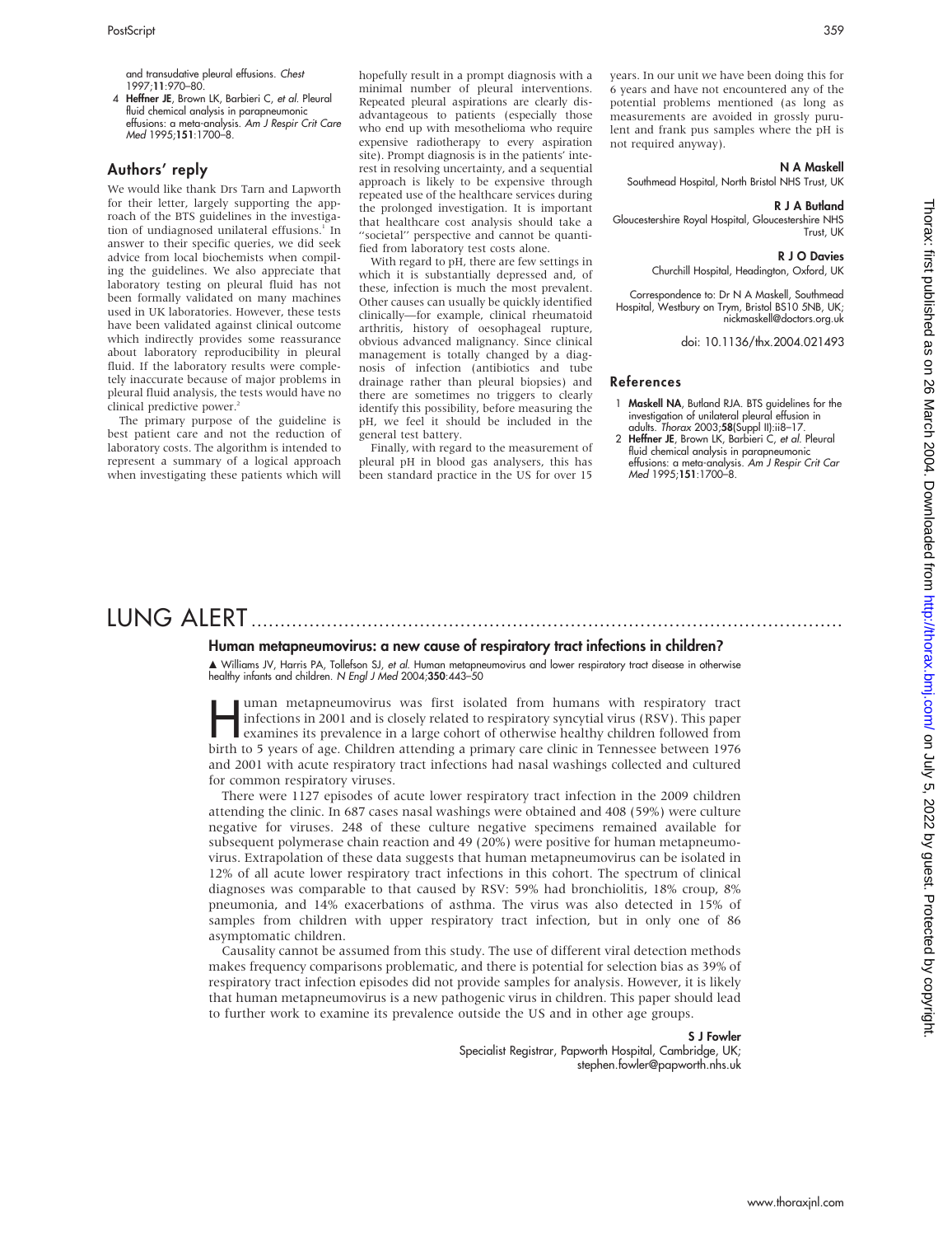and transudative pleural effusions. *Chest* 1997;**11**:970–80.

4 **Heffner JE**, Brown LK, Barbieri C, *et al*. Pleural fluid chemical analysis in parapneumonic effusions: a meta-analysis. *Am J Respir Crit Care Med* 1995;**151**:1700–8.

## Authors' reply

We would like thank Drs Tarn and Lapworth for their letter, largely supporting the approach of the BTS guidelines in the investigation of undiagnosed unilateral effusions.[1] In answer to their specific queries, we did seek advice from local biochemists when compiling the guidelines. We also appreciate that laboratory testing on pleural fluid has not been formally validated on many machines used in UK laboratories. However, these tests have been validated against clinical outcome which indirectly provides some reassurance about laboratory reproducibility in pleural fluid. If the laboratory results were completely inaccurate because of major problems in pleural fluid analysis, the tests would have no clinical predictive power.[2]

The primary purpose of the guideline is best patient care and not the reduction of laboratory costs. The algorithm is intended to represent a summary of a logical approach when investigating these patients which will hopefully result in a prompt diagnosis with a minimal number of pleural interventions. Repeated pleural aspirations are clearly disadvantageous to patients (especially those who end up with mesothelioma who require expensive radiotherapy to every aspiration site). Prompt diagnosis is in the patients' interest in resolving uncertainty, and a sequential approach is likely to be expensive through repeated use of the healthcare services during the prolonged investigation. It is important that healthcare cost analysis should take a "societal" perspective and cannot be quantified from laboratory test costs alone.

With regard to pH, there are few settings in which it is substantially depressed and, of these, infection is much the most prevalent. Other causes can usually be quickly identified clinically—for example, clinical rheumatoid arthritis, history of oesophageal rupture, obvious advanced malignancy. Since clinical management is totally changed by a diagnosis of infection (antibiotics and tube drainage rather than pleural biopsies) and there are sometimes no triggers to clearly identify this possibility, before measuring the pH, we feel it should be included in the general test battery.

Finally, with regard to the measurement of pleural pH in blood gas analysers, this has been standard practice in the US for over 15 years. In our unit we have been doing this for 6 years and have not encountered any of the potential problems mentioned (as long as measurements are avoided in grossly purulent and frank pus samples where the pH is not required anyway).

**N A Maskell**
Southmead Hospital, North Bristol NHS Trust, UK

**R J A Butland**
Gloucestershire Royal Hospital, Gloucestershire NHS Trust, UK

**R J O Davies**
Churchill Hospital, Headington, Oxford, UK

Correspondence to: Dr N A Maskell, Southmead Hospital, Westbury on Trym, Bristol BS10 5NB, UK; nickmaskell@doctors.org.uk

doi: 10.1136/thx.2004.021493

### References

1 **Maskell NA**, Butland RJA. BTS guidelines for the investigation of unilateral pleural effusion in adults. *Thorax* 2003;**58**(Suppl II):ii8–17.

2 **Heffner JE**, Brown LK, Barbieri C, *et al*. Pleural fluid chemical analysis in parapneumonic effusions: a meta-analysis. *Am J Respir Crit Car Med* 1995;**151**:1700–8.

# LUNG ALERT

### Human metapneumovirus: a new cause of respiratory tract infections in children?

▲ Williams JV, Harris PA, Tollefson SJ, *et al*. Human metapneumovirus and lower respiratory tract disease in otherwise healthy infants and children. *N Engl J Med* 2004;**350**:443–50

Human metapneumovirus was first isolated from humans with respiratory tract infections in 2001 and is closely related to respiratory syncytial virus (RSV). This paper examines its prevalence in a large cohort of otherwise healthy children followed from birth to 5 years of age. Children attending a primary care clinic in Tennessee between 1976 and 2001 with acute respiratory tract infections had nasal washings collected and cultured for common respiratory viruses.

There were 1127 episodes of acute lower respiratory tract infection in the 2009 children attending the clinic. In 687 cases nasal washings were obtained and 408 (59%) were culture negative for viruses. 248 of these culture negative specimens remained available for subsequent polymerase chain reaction and 49 (20%) were positive for human metapneumovirus. Extrapolation of these data suggests that human metapneumovirus can be isolated in 12% of all acute lower respiratory tract infections in this cohort. The spectrum of clinical diagnoses was comparable to that caused by RSV: 59% had bronchiolitis, 18% croup, 8% pneumonia, and 14% exacerbations of asthma. The virus was also detected in 15% of samples from children with upper respiratory tract infection, but in only one of 86 asymptomatic children.

Causality cannot be assumed from this study. The use of different viral detection methods makes frequency comparisons problematic, and there is potential for selection bias as 39% of respiratory tract infection episodes did not provide samples for analysis. However, it is likely that human metapneumovirus is a new pathogenic virus in children. This paper should lead to further work to examine its prevalence outside the US and in other age groups.

**S J Fowler**
Specialist Registrar, Papworth Hospital, Cambridge, UK; stephen.fowler@papworth.nhs.uk